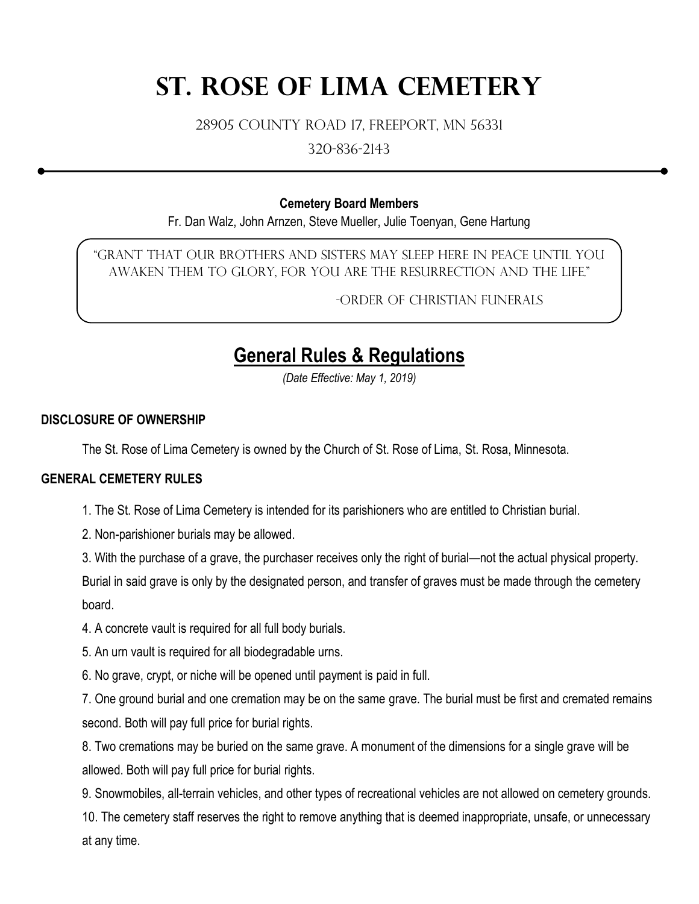# St. Rose of Lima Cemetery

28905 County Road 17, Freeport, MN 56331

320-836-2143

**Cemetery Board Members**

Fr. Dan Walz, John Arnzen, Steve Mueller, Julie Toenyan, Gene Hartung

"Grant that our brothers and sisters may sleep here in peace until you awaken them to glory, for you are the resurrection and the life."

-Order of Christian Funerals

## General Rules & Regulations

*(Date Effective: May 1, 2019)*

### DISCLOSURE OF OWNERSHIP

The St. Rose of Lima Cemetery is owned by the Church of St. Rose of Lima, St. Rosa, Minnesota.

### GENERAL CEMETERY RULES

1. The St. Rose of Lima Cemetery is intended for its parishioners who are entitled to Christian burial.
2. Non-parishioner burials may be allowed.
3. With the purchase of a grave, the purchaser receives only the right of burial—not the actual physical property. Burial in said grave is only by the designated person, and transfer of graves must be made through the cemetery board.
4. A concrete vault is required for all full body burials.
5. An urn vault is required for all biodegradable urns.
6. No grave, crypt, or niche will be opened until payment is paid in full.
7. One ground burial and one cremation may be on the same grave. The burial must be first and cremated remains second. Both will pay full price for burial rights.
8. Two cremations may be buried on the same grave. A monument of the dimensions for a single grave will be allowed. Both will pay full price for burial rights.
9. Snowmobiles, all-terrain vehicles, and other types of recreational vehicles are not allowed on cemetery grounds.
10. The cemetery staff reserves the right to remove anything that is deemed inappropriate, unsafe, or unnecessary at any time.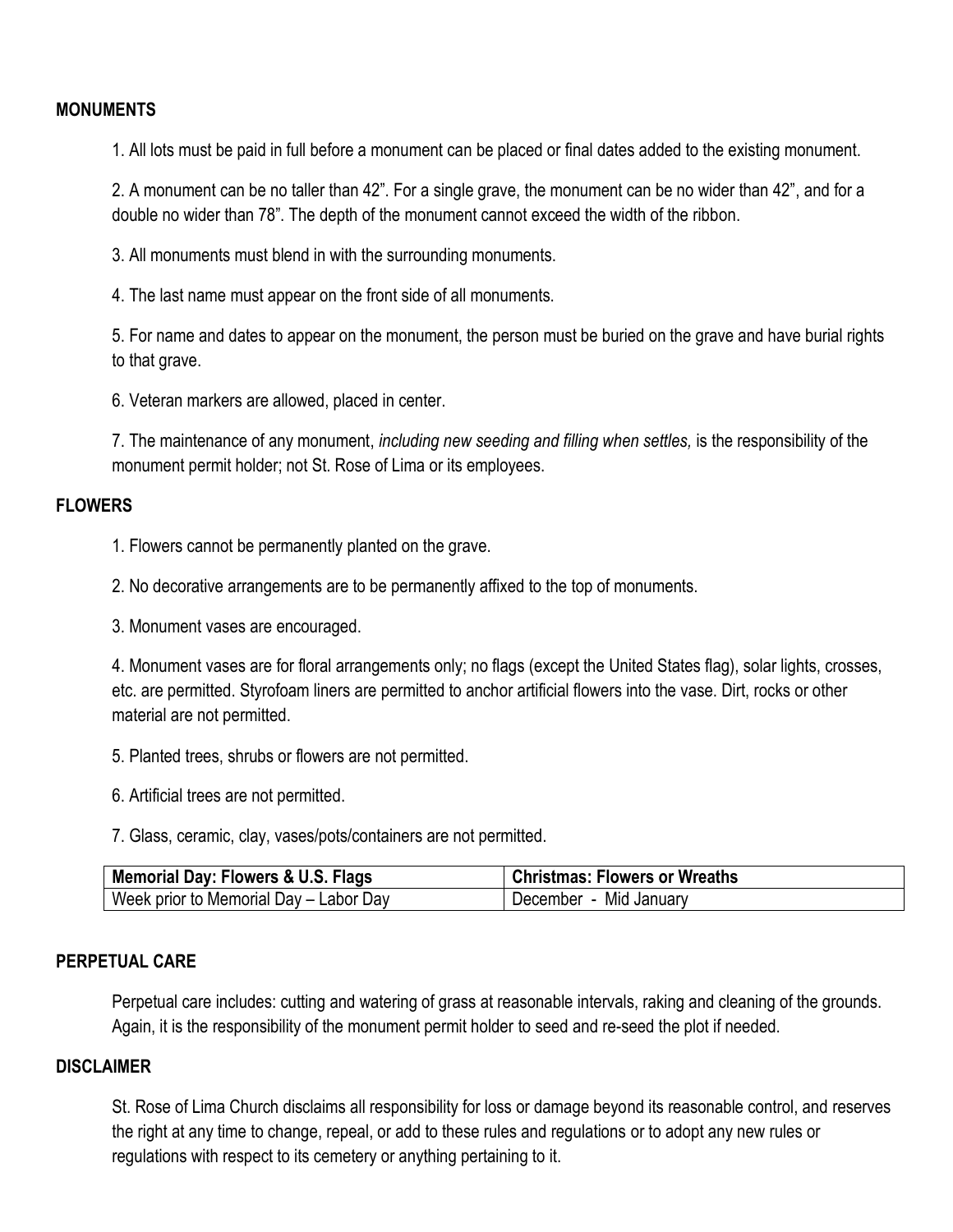## MONUMENTS

1. All lots must be paid in full before a monument can be placed or final dates added to the existing monument.
2. A monument can be no taller than 42". For a single grave, the monument can be no wider than 42", and for a double no wider than 78". The depth of the monument cannot exceed the width of the ribbon.
3. All monuments must blend in with the surrounding monuments.
4. The last name must appear on the front side of all monuments.
5. For name and dates to appear on the monument, the person must be buried on the grave and have burial rights to that grave.
6. Veteran markers are allowed, placed in center.
7. The maintenance of any monument, *including new seeding and filling when settles,* is the responsibility of the monument permit holder; not St. Rose of Lima or its employees.

## FLOWERS

1. Flowers cannot be permanently planted on the grave.
2. No decorative arrangements are to be permanently affixed to the top of monuments.
3. Monument vases are encouraged.
4. Monument vases are for floral arrangements only; no flags (except the United States flag), solar lights, crosses, etc. are permitted. Styrofoam liners are permitted to anchor artificial flowers into the vase. Dirt, rocks or other material are not permitted.
5. Planted trees, shrubs or flowers are not permitted.
6. Artificial trees are not permitted.
7. Glass, ceramic, clay, vases/pots/containers are not permitted.

| **Memorial Day: Flowers & U.S. Flags** | **Christmas: Flowers or Wreaths** |
|---|---|
| Week prior to Memorial Day – Labor Day | December - Mid January |

## PERPETUAL CARE

Perpetual care includes: cutting and watering of grass at reasonable intervals, raking and cleaning of the grounds. Again, it is the responsibility of the monument permit holder to seed and re-seed the plot if needed.

## DISCLAIMER

St. Rose of Lima Church disclaims all responsibility for loss or damage beyond its reasonable control, and reserves the right at any time to change, repeal, or add to these rules and regulations or to adopt any new rules or regulations with respect to its cemetery or anything pertaining to it.